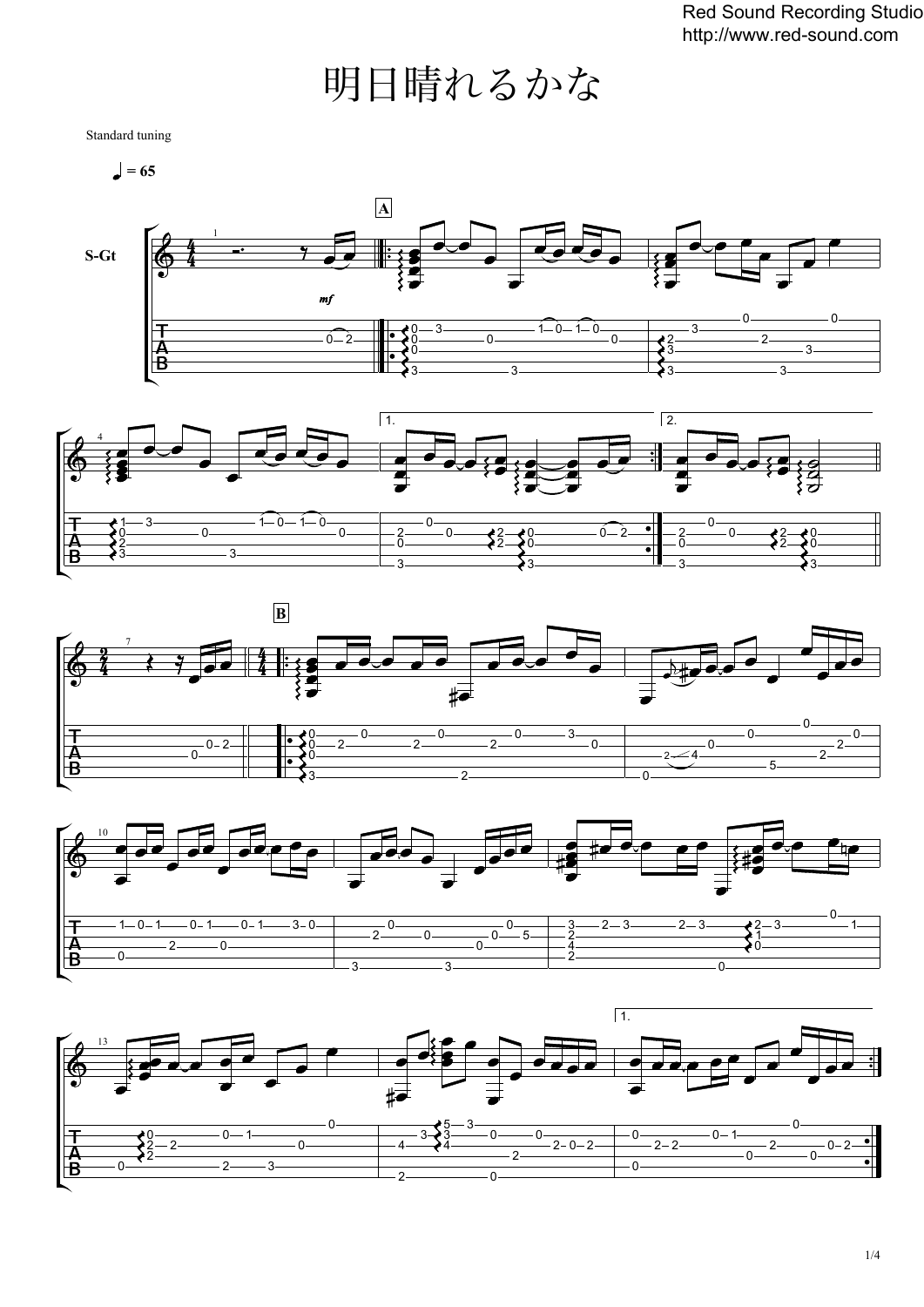# 明日晴れるかな

Standard tuning

♩ = 65

S-Gt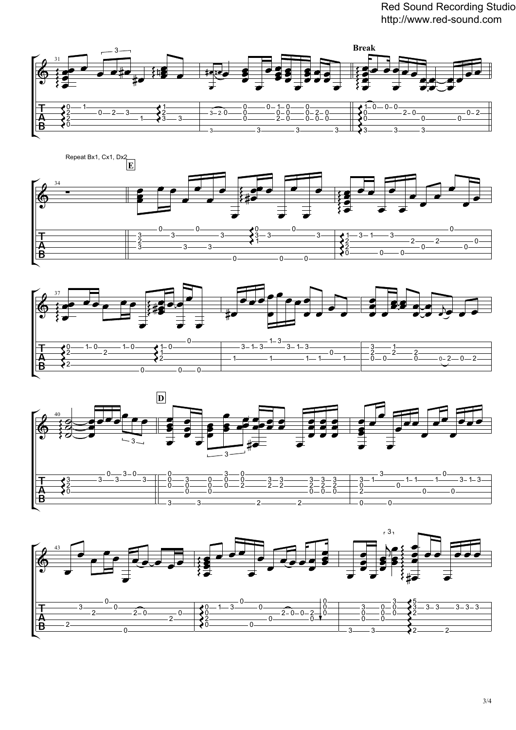Break

Repeat Bx1, Cx1, Dx2

E

D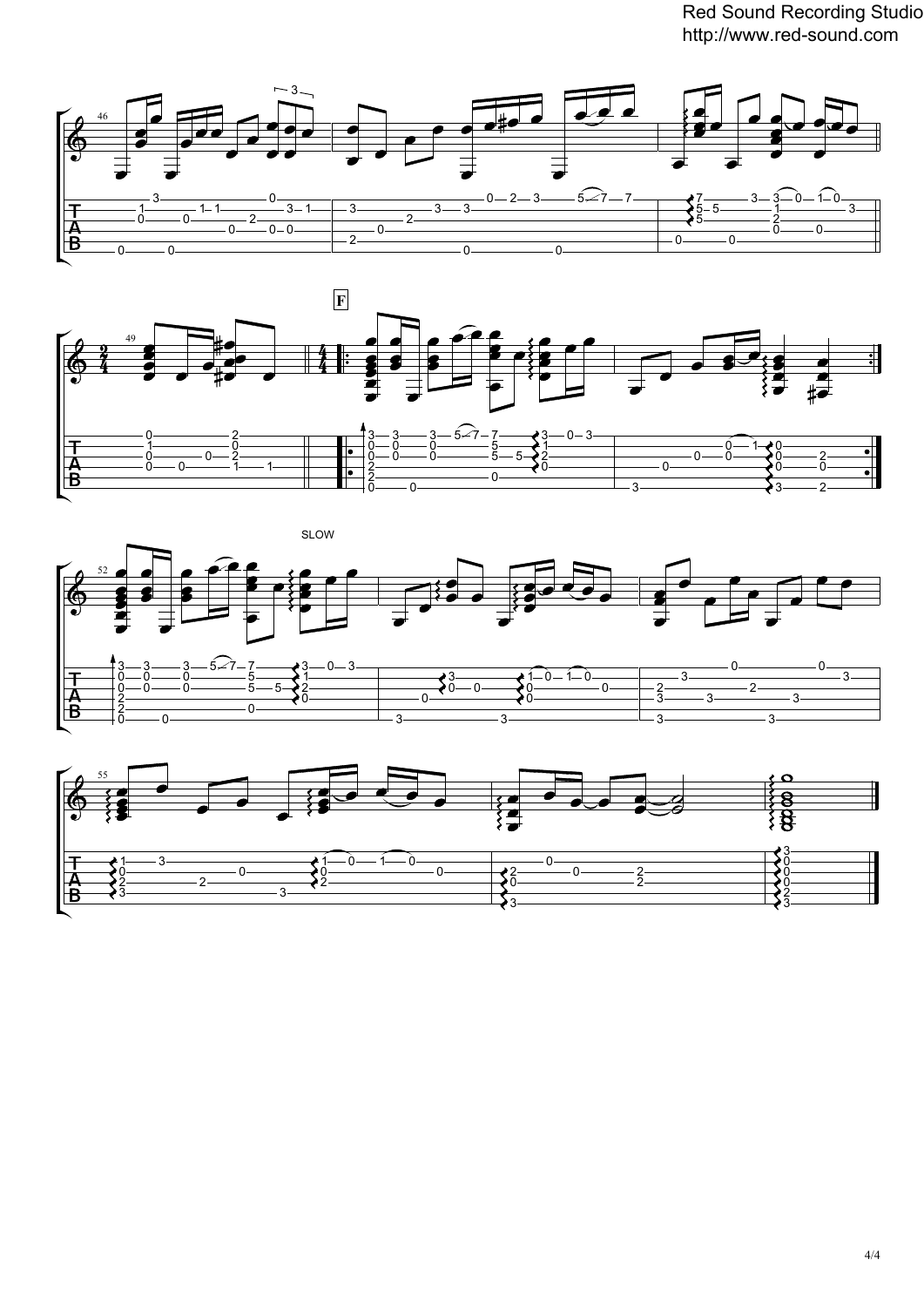Red Sound Recording Studio
http://www.red-sound.com

F

SLOW